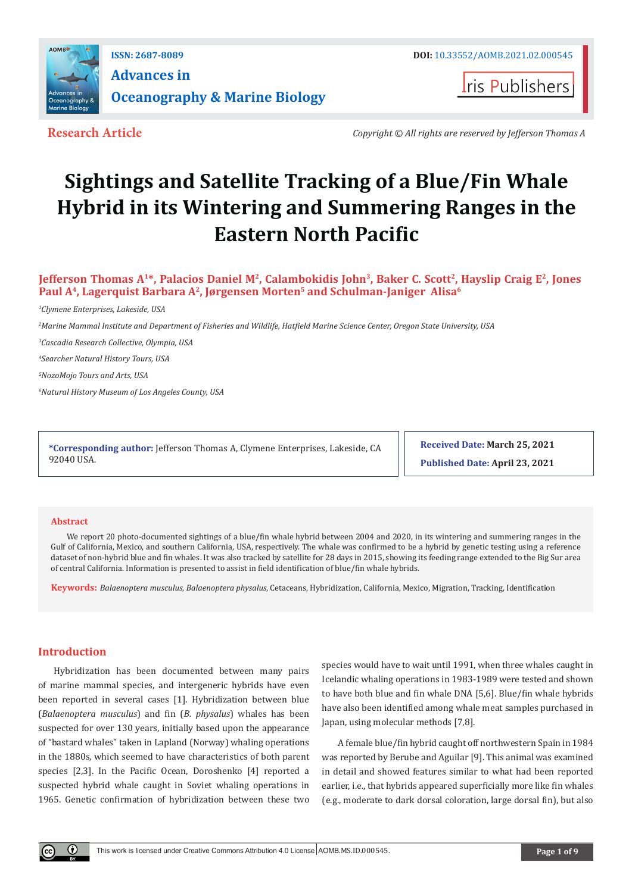Research Article

Copyright © All rights are reserved by Jefferson Thomas A

# Sightings and Satellite Tracking of a Blue/Fin Whale Hybrid in its Wintering and Summering Ranges in the Eastern North Pacific

**Jefferson Thomas A[1]*, Palacios Daniel M[2], Calambokidis John[3], Baker C. Scott[2], Hayslip Craig E[2], Jones Paul A[4], Lagerquist Barbara A[2], Jørgensen Morten[5] and Schulman-Janiger Alisa[6]**

[1]Clymene Enterprises, Lakeside, USA

[2]Marine Mammal Institute and Department of Fisheries and Wildlife, Hatfield Marine Science Center, Oregon State University, USA

[3]Cascadia Research Collective, Olympia, USA

[4]Searcher Natural History Tours, USA

[5]NozoMojo Tours and Arts, USA

[6]Natural History Museum of Los Angeles County, USA

**\*Corresponding author:** Jefferson Thomas A, Clymene Enterprises, Lakeside, CA 92040 USA.

**Received Date:** March 25, 2021

**Published Date:** April 23, 2021

## Abstract

We report 20 photo-documented sightings of a blue/fin whale hybrid between 2004 and 2020, in its wintering and summering ranges in the Gulf of California, Mexico, and southern California, USA, respectively. The whale was confirmed to be a hybrid by genetic testing using a reference dataset of non-hybrid blue and fin whales. It was also tracked by satellite for 28 days in 2015, showing its feeding range extended to the Big Sur area of central California. Information is presented to assist in field identification of blue/fin whale hybrids.

**Keywords:** *Balaenoptera musculus*, *Balaenoptera physalus*, Cetaceans, Hybridization, California, Mexico, Migration, Tracking, Identification

## Introduction

Hybridization has been documented between many pairs of marine mammal species, and intergeneric hybrids have even been reported in several cases [1]. Hybridization between blue (*Balaenoptera musculus*) and fin (*B. physalus*) whales has been suspected for over 130 years, initially based upon the appearance of "bastard whales" taken in Lapland (Norway) whaling operations in the 1880s, which seemed to have characteristics of both parent species [2,3]. In the Pacific Ocean, Doroshenko [4] reported a suspected hybrid whale caught in Soviet whaling operations in 1965. Genetic confirmation of hybridization between these two species would have to wait until 1991, when three whales caught in Icelandic whaling operations in 1983-1989 were tested and shown to have both blue and fin whale DNA [5,6]. Blue/fin whale hybrids have also been identified among whale meat samples purchased in Japan, using molecular methods [7,8].

A female blue/fin hybrid caught off northwestern Spain in 1984 was reported by Berube and Aguilar [9]. This animal was examined in detail and showed features similar to what had been reported earlier, i.e., that hybrids appeared superficially more like fin whales (e.g., moderate to dark dorsal coloration, large dorsal fin), but also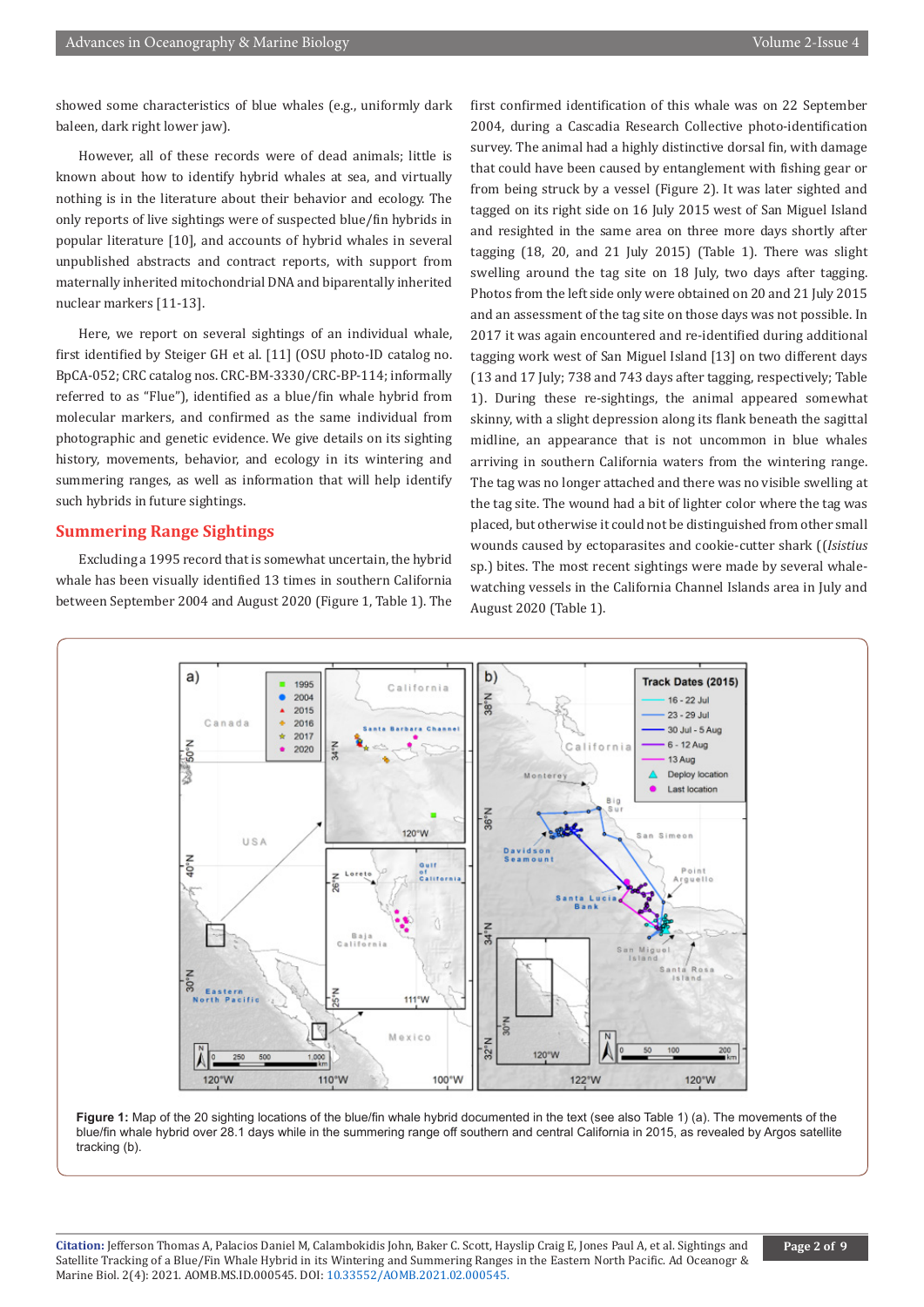showed some characteristics of blue whales (e.g., uniformly dark baleen, dark right lower jaw).

However, all of these records were of dead animals; little is known about how to identify hybrid whales at sea, and virtually nothing is in the literature about their behavior and ecology. The only reports of live sightings were of suspected blue/fin hybrids in popular literature [10], and accounts of hybrid whales in several unpublished abstracts and contract reports, with support from maternally inherited mitochondrial DNA and biparentally inherited nuclear markers [11-13].

Here, we report on several sightings of an individual whale, first identified by Steiger GH et al. [11] (OSU photo-ID catalog no. BpCA-052; CRC catalog nos. CRC-BM-3330/CRC-BP-114; informally referred to as "Flue"), identified as a blue/fin whale hybrid from molecular markers, and confirmed as the same individual from photographic and genetic evidence. We give details on its sighting history, movements, behavior, and ecology in its wintering and summering ranges, as well as information that will help identify such hybrids in future sightings.

## Summering Range Sightings

Excluding a 1995 record that is somewhat uncertain, the hybrid whale has been visually identified 13 times in southern California between September 2004 and August 2020 (Figure 1, Table 1). The first confirmed identification of this whale was on 22 September 2004, during a Cascadia Research Collective photo-identification survey. The animal had a highly distinctive dorsal fin, with damage that could have been caused by entanglement with fishing gear or from being struck by a vessel (Figure 2). It was later sighted and tagged on its right side on 16 July 2015 west of San Miguel Island and resighted in the same area on three more days shortly after tagging (18, 20, and 21 July 2015) (Table 1). There was slight swelling around the tag site on 18 July, two days after tagging. Photos from the left side only were obtained on 20 and 21 July 2015 and an assessment of the tag site on those days was not possible. In 2017 it was again encountered and re-identified during additional tagging work west of San Miguel Island [13] on two different days (13 and 17 July; 738 and 743 days after tagging, respectively; Table 1). During these re-sightings, the animal appeared somewhat skinny, with a slight depression along its flank beneath the sagittal midline, an appearance that is not uncommon in blue whales arriving in southern California waters from the wintering range. The tag was no longer attached and there was no visible swelling at the tag site. The wound had a bit of lighter color where the tag was placed, but otherwise it could not be distinguished from other small wounds caused by ectoparasites and cookie-cutter shark ((*Isistius* sp.) bites. The most recent sightings were made by several whale-watching vessels in the California Channel Islands area in July and August 2020 (Table 1).

**Figure 1:** Map of the 20 sighting locations of the blue/fin whale hybrid documented in the text (see also Table 1) (a). The movements of the blue/fin whale hybrid over 28.1 days while in the summering range off southern and central California in 2015, as revealed by Argos satellite tracking (b).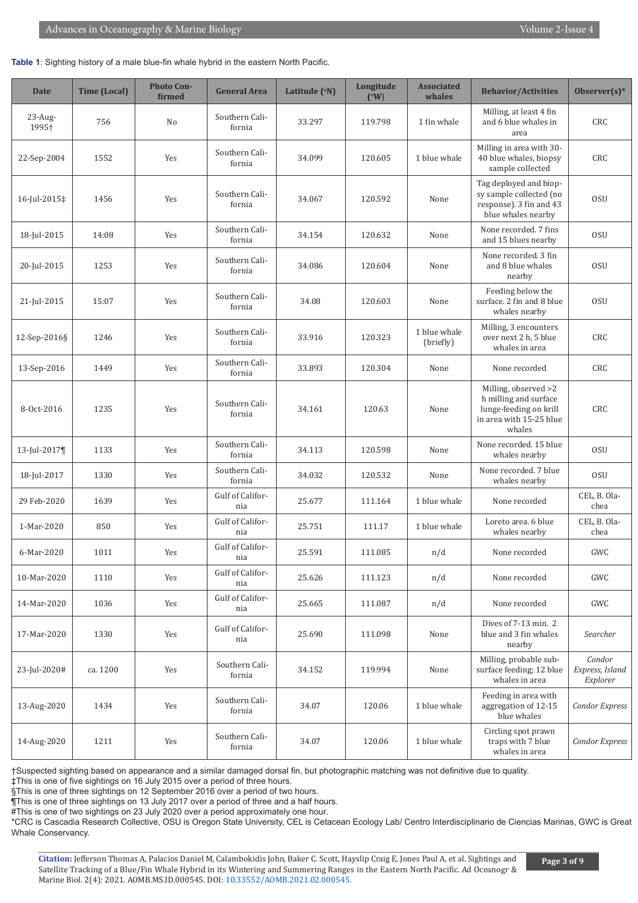**Table 1**: Sighting history of a male blue-fin whale hybrid in the eastern North Pacific.

| Date | Time (Local) | Photo Confirmed | General Area | Latitude (°N) | Longitude (°W) | Associated whales | Behavior/Activities | Observer(s)* |
|---|---|---|---|---|---|---|---|---|
| 23-Aug-1995† | 756 | No | Southern California | 33.297 | 119.798 | 1 fin whale | Milling, at least 4 fin and 6 blue whales in area | CRC |
| 22-Sep-2004 | 1552 | Yes | Southern California | 34.099 | 120.605 | 1 blue whale | Milling in area with 30-40 blue whales, biopsy sample collected | CRC |
| 16-Jul-2015‡ | 1456 | Yes | Southern California | 34.067 | 120.592 | None | Tag deployed and biopsy sample collected (no response). 3 fin and 43 blue whales nearby | OSU |
| 18-Jul-2015 | 14:08 | Yes | Southern California | 34.154 | 120.632 | None | None recorded. 7 fins and 15 blues nearby | OSU |
| 20-Jul-2015 | 1253 | Yes | Southern California | 34.086 | 120.604 | None | None recorded. 3 fin and 8 blue whales nearby | OSU |
| 21-Jul-2015 | 15:07 | Yes | Southern California | 34.08 | 120.603 | None | Feeding below the surface. 2 fin and 8 blue whales nearby | OSU |
| 12-Sep-2016§ | 1246 | Yes | Southern California | 33.916 | 120.323 | 1 blue whale (briefly) | Milling, 3 encounters over next 2 h, 5 blue whales in area | CRC |
| 13-Sep-2016 | 1449 | Yes | Southern California | 33.893 | 120.304 | None | None recorded | CRC |
| 8-Oct-2016 | 1235 | Yes | Southern California | 34.161 | 120.63 | None | Milling, observed >2 h milling and surface lunge-feeding on krill in area with 15-25 blue whales | CRC |
| 13-Jul-2017¶ | 1133 | Yes | Southern California | 34.113 | 120.598 | None | None recorded. 15 blue whales nearby | OSU |
| 18-Jul-2017 | 1330 | Yes | Southern California | 34.032 | 120.532 | None | None recorded. 7 blue whales nearby | OSU |
| 29 Feb-2020 | 1639 | Yes | Gulf of California | 25.677 | 111.164 | 1 blue whale | None recorded | CEL, B. Olachea |
| 1-Mar-2020 | 850 | Yes | Gulf of California | 25.751 | 111.17 | 1 blue whale | Loreto area. 6 blue whales nearby | CEL, B. Olachea |
| 6-Mar-2020 | 1011 | Yes | Gulf of California | 25.591 | 111.085 | n/d | None recorded | GWC |
| 10-Mar-2020 | 1110 | Yes | Gulf of California | 25.626 | 111.123 | n/d | None recorded | GWC |
| 14-Mar-2020 | 1036 | Yes | Gulf of California | 25.665 | 111.087 | n/d | None recorded | GWC |
| 17-Mar-2020 | 1330 | Yes | Gulf of California | 25.690 | 111.098 | None | Dives of 7-13 min. 2 blue and 3 fin whales nearby | *Searcher* |
| 23-Jul-2020# | ca. 1200 | Yes | Southern California | 34.152 | 119.994 | None | Milling, probable subsurface feeding; 12 blue whales in area | *Condor Express, Island Explorer* |
| 13-Aug-2020 | 1434 | Yes | Southern California | 34.07 | 120.06 | 1 blue whale | Feeding in area with aggregation of 12-15 blue whales | *Condor Express* |
| 14-Aug-2020 | 1211 | Yes | Southern California | 34.07 | 120.06 | 1 blue whale | Circling spot prawn traps with 7 blue whales in area | *Condor Express* |

†Suspected sighting based on appearance and a similar damaged dorsal fin, but photographic matching was not definitive due to quality.
‡This is one of five sightings on 16 July 2015 over a period of three hours.
§This is one of three sightings on 12 September 2016 over a period of two hours.
¶This is one of three sightings on 13 July 2017 over a period of three and a half hours.
#This is one of two sightings on 23 July 2020 over a period approximately one hour.
*CRC is Cascadia Research Collective, OSU is Oregon State University, CEL is Cetacean Ecology Lab/ Centro Interdisciplinario de Ciencias Marinas, GWC is Great Whale Conservancy.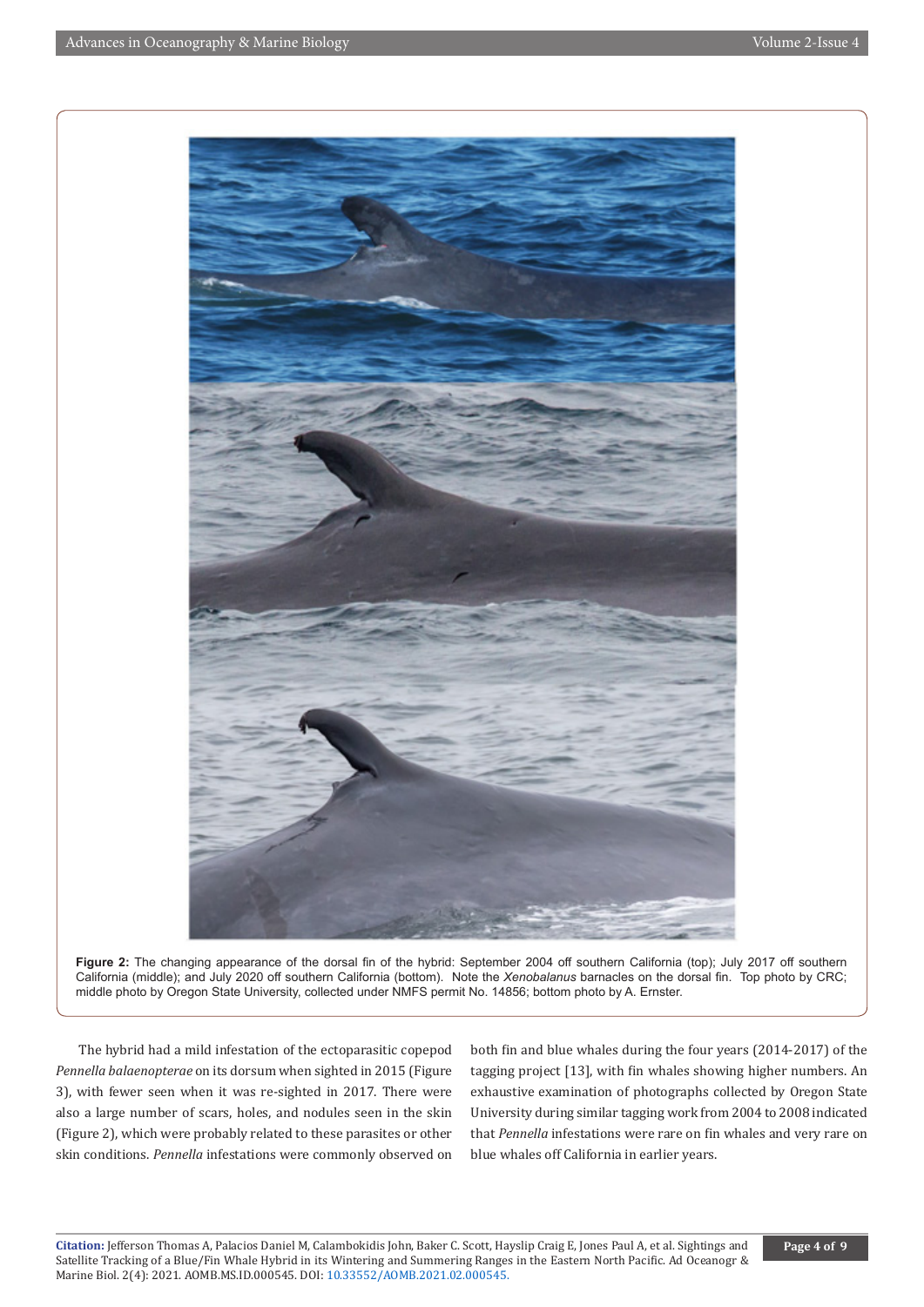**Figure 2:** The changing appearance of the dorsal fin of the hybrid: September 2004 off southern California (top); July 2017 off southern California (middle); and July 2020 off southern California (bottom). Note the *Xenobalanus* barnacles on the dorsal fin. Top photo by CRC; middle photo by Oregon State University, collected under NMFS permit No. 14856; bottom photo by A. Ernster.

The hybrid had a mild infestation of the ectoparasitic copepod *Pennella balaenopterae* on its dorsum when sighted in 2015 (Figure 3), with fewer seen when it was re-sighted in 2017. There were also a large number of scars, holes, and nodules seen in the skin (Figure 2), which were probably related to these parasites or other skin conditions. *Pennella* infestations were commonly observed on both fin and blue whales during the four years (2014-2017) of the tagging project [13], with fin whales showing higher numbers. An exhaustive examination of photographs collected by Oregon State University during similar tagging work from 2004 to 2008 indicated that *Pennella* infestations were rare on fin whales and very rare on blue whales off California in earlier years.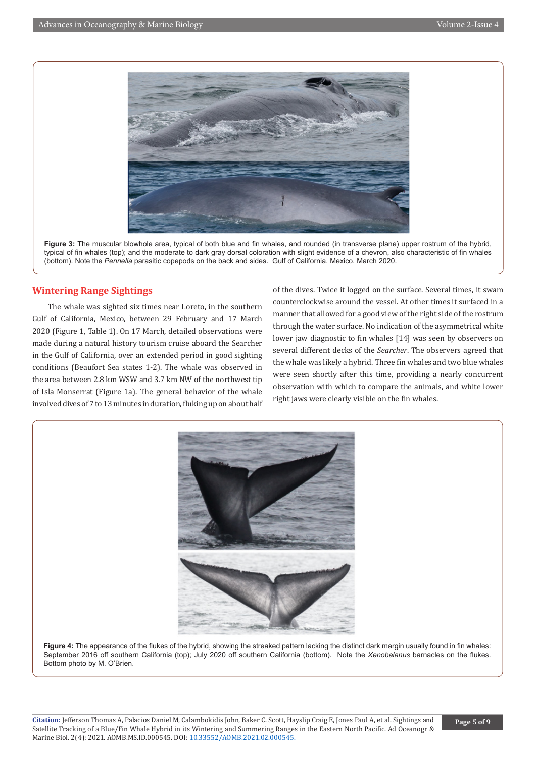**Figure 3:** The muscular blowhole area, typical of both blue and fin whales, and rounded (in transverse plane) upper rostrum of the hybrid, typical of fin whales (top); and the moderate to dark gray dorsal coloration with slight evidence of a chevron, also characteristic of fin whales (bottom). Note the *Pennella* parasitic copepods on the back and sides. Gulf of California, Mexico, March 2020.

## Wintering Range Sightings

The whale was sighted six times near Loreto, in the southern Gulf of California, Mexico, between 29 February and 17 March 2020 (Figure 1, Table 1). On 17 March, detailed observations were made during a natural history tourism cruise aboard the Searcher in the Gulf of California, over an extended period in good sighting conditions (Beaufort Sea states 1-2). The whale was observed in the area between 2.8 km WSW and 3.7 km NW of the northwest tip of Isla Monserrat (Figure 1a). The general behavior of the whale involved dives of 7 to 13 minutes in duration, fluking up on about half of the dives. Twice it logged on the surface. Several times, it swam counterclockwise around the vessel. At other times it surfaced in a manner that allowed for a good view of the right side of the rostrum through the water surface. No indication of the asymmetrical white lower jaw diagnostic to fin whales [14] was seen by observers on several different decks of the *Searcher*. The observers agreed that the whale was likely a hybrid. Three fin whales and two blue whales were seen shortly after this time, providing a nearly concurrent observation with which to compare the animals, and white lower right jaws were clearly visible on the fin whales.

**Figure 4:** The appearance of the flukes of the hybrid, showing the streaked pattern lacking the distinct dark margin usually found in fin whales: September 2016 off southern California (top); July 2020 off southern California (bottom). Note the *Xenobalanus* barnacles on the flukes. Bottom photo by M. O'Brien.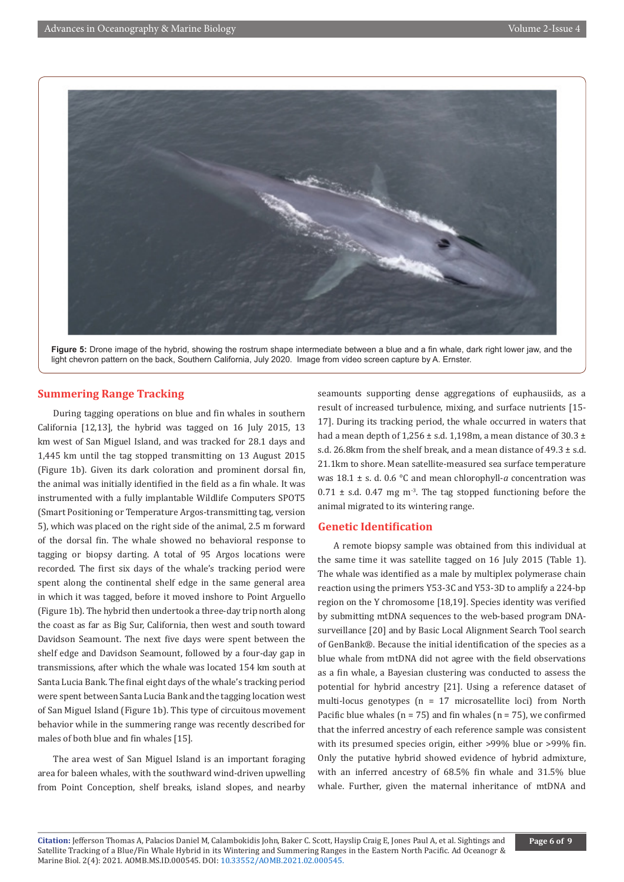Figure 5: Drone image of the hybrid, showing the rostrum shape intermediate between a blue and a fin whale, dark right lower jaw, and the light chevron pattern on the back, Southern California, July 2020. Image from video screen capture by A. Ernster.

## Summering Range Tracking

During tagging operations on blue and fin whales in southern California [12,13], the hybrid was tagged on 16 July 2015, 13 km west of San Miguel Island, and was tracked for 28.1 days and 1,445 km until the tag stopped transmitting on 13 August 2015 (Figure 1b). Given its dark coloration and prominent dorsal fin, the animal was initially identified in the field as a fin whale. It was instrumented with a fully implantable Wildlife Computers SPOT5 (Smart Positioning or Temperature Argos-transmitting tag, version 5), which was placed on the right side of the animal, 2.5 m forward of the dorsal fin. The whale showed no behavioral response to tagging or biopsy darting. A total of 95 Argos locations were recorded. The first six days of the whale's tracking period were spent along the continental shelf edge in the same general area in which it was tagged, before it moved inshore to Point Arguello (Figure 1b). The hybrid then undertook a three-day trip north along the coast as far as Big Sur, California, then west and south toward Davidson Seamount. The next five days were spent between the shelf edge and Davidson Seamount, followed by a four-day gap in transmissions, after which the whale was located 154 km south at Santa Lucia Bank. The final eight days of the whale's tracking period were spent between Santa Lucia Bank and the tagging location west of San Miguel Island (Figure 1b). This type of circuitous movement behavior while in the summering range was recently described for males of both blue and fin whales [15].

The area west of San Miguel Island is an important foraging area for baleen whales, with the southward wind-driven upwelling from Point Conception, shelf breaks, island slopes, and nearby seamounts supporting dense aggregations of euphausiids, as a result of increased turbulence, mixing, and surface nutrients [15-17]. During its tracking period, the whale occurred in waters that had a mean depth of 1,256 ± s.d. 1,198m, a mean distance of 30.3 ± s.d. 26.8km from the shelf break, and a mean distance of 49.3 ± s.d. 21.1km to shore. Mean satellite-measured sea surface temperature was 18.1 ± s. d. 0.6 °C and mean chlorophyll-*a* concentration was 0.71 ± s.d. 0.47 mg m$^{-3}$. The tag stopped functioning before the animal migrated to its wintering range.

## Genetic Identification

A remote biopsy sample was obtained from this individual at the same time it was satellite tagged on 16 July 2015 (Table 1). The whale was identified as a male by multiplex polymerase chain reaction using the primers Y53-3C and Y53-3D to amplify a 224-bp region on the Y chromosome [18,19]. Species identity was verified by submitting mtDNA sequences to the web-based program DNA-surveillance [20] and by Basic Local Alignment Search Tool search of GenBank®. Because the initial identification of the species as a blue whale from mtDNA did not agree with the field observations as a fin whale, a Bayesian clustering was conducted to assess the potential for hybrid ancestry [21]. Using a reference dataset of multi-locus genotypes (n = 17 microsatellite loci) from North Pacific blue whales (n = 75) and fin whales (n = 75), we confirmed that the inferred ancestry of each reference sample was consistent with its presumed species origin, either >99% blue or >99% fin. Only the putative hybrid showed evidence of hybrid admixture, with an inferred ancestry of 68.5% fin whale and 31.5% blue whale. Further, given the maternal inheritance of mtDNA and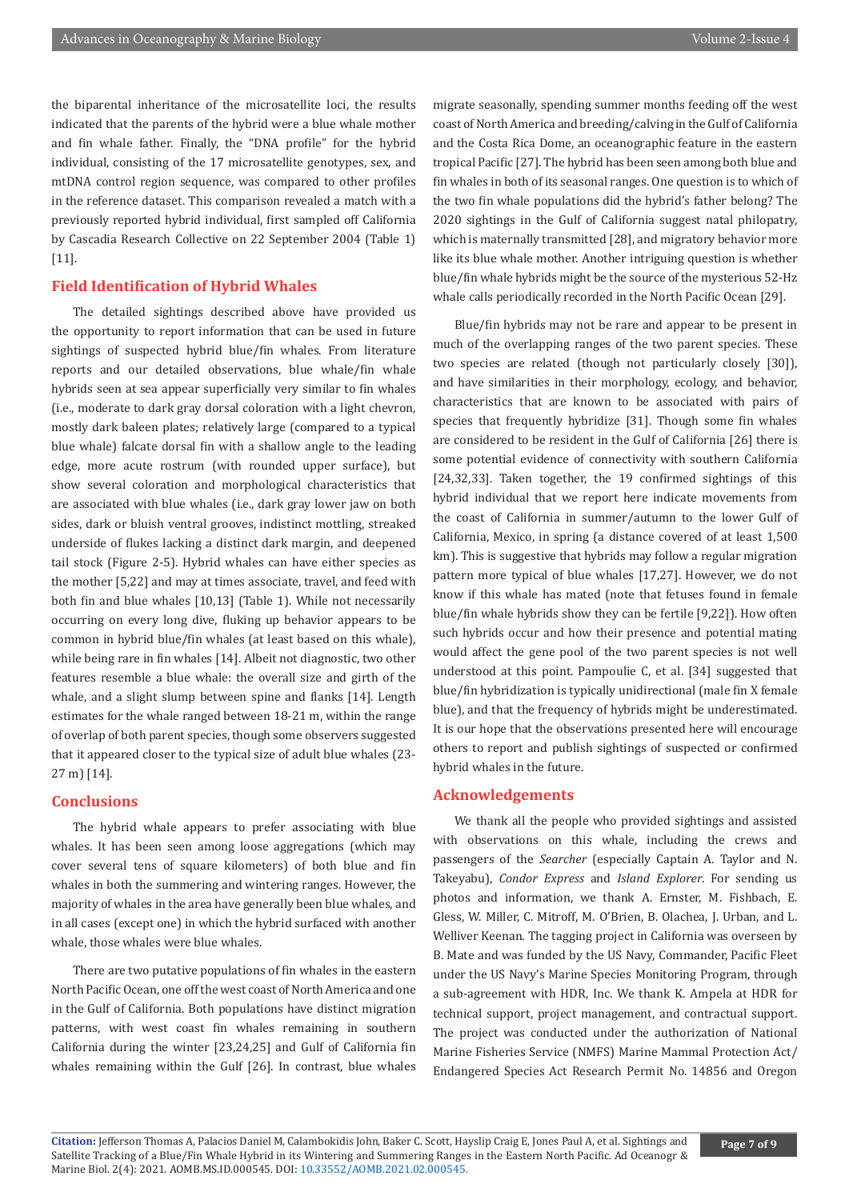the biparental inheritance of the microsatellite loci, the results indicated that the parents of the hybrid were a blue whale mother and fin whale father. Finally, the "DNA profile" for the hybrid individual, consisting of the 17 microsatellite genotypes, sex, and mtDNA control region sequence, was compared to other profiles in the reference dataset. This comparison revealed a match with a previously reported hybrid individual, first sampled off California by Cascadia Research Collective on 22 September 2004 (Table 1) [11].

## Field Identification of Hybrid Whales

The detailed sightings described above have provided us the opportunity to report information that can be used in future sightings of suspected hybrid blue/fin whales. From literature reports and our detailed observations, blue whale/fin whale hybrids seen at sea appear superficially very similar to fin whales (i.e., moderate to dark gray dorsal coloration with a light chevron, mostly dark baleen plates; relatively large (compared to a typical blue whale) falcate dorsal fin with a shallow angle to the leading edge, more acute rostrum (with rounded upper surface), but show several coloration and morphological characteristics that are associated with blue whales (i.e., dark gray lower jaw on both sides, dark or bluish ventral grooves, indistinct mottling, streaked underside of flukes lacking a distinct dark margin, and deepened tail stock (Figure 2-5). Hybrid whales can have either species as the mother [5,22] and may at times associate, travel, and feed with both fin and blue whales [10,13] (Table 1). While not necessarily occurring on every long dive, fluking up behavior appears to be common in hybrid blue/fin whales (at least based on this whale), while being rare in fin whales [14]. Albeit not diagnostic, two other features resemble a blue whale: the overall size and girth of the whale, and a slight slump between spine and flanks [14]. Length estimates for the whale ranged between 18-21 m, within the range of overlap of both parent species, though some observers suggested that it appeared closer to the typical size of adult blue whales (23-27 m) [14].

## Conclusions

The hybrid whale appears to prefer associating with blue whales. It has been seen among loose aggregations (which may cover several tens of square kilometers) of both blue and fin whales in both the summering and wintering ranges. However, the majority of whales in the area have generally been blue whales, and in all cases (except one) in which the hybrid surfaced with another whale, those whales were blue whales.

There are two putative populations of fin whales in the eastern North Pacific Ocean, one off the west coast of North America and one in the Gulf of California. Both populations have distinct migration patterns, with west coast fin whales remaining in southern California during the winter [23,24,25] and Gulf of California fin whales remaining within the Gulf [26]. In contrast, blue whales migrate seasonally, spending summer months feeding off the west coast of North America and breeding/calving in the Gulf of California and the Costa Rica Dome, an oceanographic feature in the eastern tropical Pacific [27]. The hybrid has been seen among both blue and fin whales in both of its seasonal ranges. One question is to which of the two fin whale populations did the hybrid's father belong? The 2020 sightings in the Gulf of California suggest natal philopatry, which is maternally transmitted [28], and migratory behavior more like its blue whale mother. Another intriguing question is whether blue/fin whale hybrids might be the source of the mysterious 52-Hz whale calls periodically recorded in the North Pacific Ocean [29].

Blue/fin hybrids may not be rare and appear to be present in much of the overlapping ranges of the two parent species. These two species are related (though not particularly closely [30]), and have similarities in their morphology, ecology, and behavior, characteristics that are known to be associated with pairs of species that frequently hybridize [31]. Though some fin whales are considered to be resident in the Gulf of California [26] there is some potential evidence of connectivity with southern California [24,32,33]. Taken together, the 19 confirmed sightings of this hybrid individual that we report here indicate movements from the coast of California in summer/autumn to the lower Gulf of California, Mexico, in spring (a distance covered of at least 1,500 km). This is suggestive that hybrids may follow a regular migration pattern more typical of blue whales [17,27]. However, we do not know if this whale has mated (note that fetuses found in female blue/fin whale hybrids show they can be fertile [9,22]). How often such hybrids occur and how their presence and potential mating would affect the gene pool of the two parent species is not well understood at this point. Pampoulie C, et al. [34] suggested that blue/fin hybridization is typically unidirectional (male fin X female blue), and that the frequency of hybrids might be underestimated. It is our hope that the observations presented here will encourage others to report and publish sightings of suspected or confirmed hybrid whales in the future.

## Acknowledgements

We thank all the people who provided sightings and assisted with observations on this whale, including the crews and passengers of the *Searcher* (especially Captain A. Taylor and N. Takeyabu), *Condor Express* and *Island Explorer*. For sending us photos and information, we thank A. Ernster, M. Fishbach, E. Gless, W. Miller, C. Mitroff, M. O'Brien, B. Olachea, J. Urban, and L. Welliver Keenan. The tagging project in California was overseen by B. Mate and was funded by the US Navy, Commander, Pacific Fleet under the US Navy's Marine Species Monitoring Program, through a sub-agreement with HDR, Inc. We thank K. Ampela at HDR for technical support, project management, and contractual support. The project was conducted under the authorization of National Marine Fisheries Service (NMFS) Marine Mammal Protection Act/ Endangered Species Act Research Permit No. 14856 and Oregon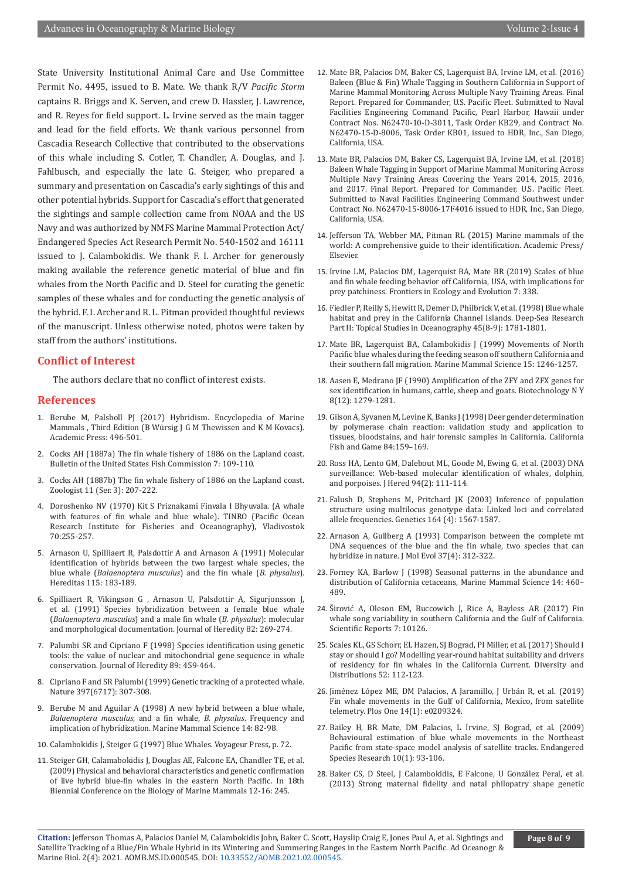State University Institutional Animal Care and Use Committee Permit No. 4495, issued to B. Mate. We thank R/V *Pacific Storm* captains R. Briggs and K. Serven, and crew D. Hassler, J. Lawrence, and R. Reyes for field support. L. Irvine served as the main tagger and lead for the field efforts. We thank various personnel from Cascadia Research Collective that contributed to the observations of this whale including S. Cotler, T. Chandler, A. Douglas, and J. Fahlbusch, and especially the late G. Steiger, who prepared a summary and presentation on Cascadia's early sightings of this and other potential hybrids. Support for Cascadia's effort that generated the sightings and sample collection came from NOAA and the US Navy and was authorized by NMFS Marine Mammal Protection Act/ Endangered Species Act Research Permit No. 540-1502 and 16111 issued to J. Calambokidis. We thank F. I. Archer for generously making available the reference genetic material of blue and fin whales from the North Pacific and D. Steel for curating the genetic samples of these whales and for conducting the genetic analysis of the hybrid. F. I. Archer and R. L. Pitman provided thoughtful reviews of the manuscript. Unless otherwise noted, photos were taken by staff from the authors' institutions.

## Conflict of Interest

The authors declare that no conflict of interest exists.

## References

1. Berube M, Palsboll PJ (2017) Hybridism. Encyclopedia of Marine Mammals , Third Edition (B Würsig J G M Thewissen and K M Kovacs). Academic Press: 496-501.
2. Cocks AH (1887a) The fin whale fishery of 1886 on the Lapland coast. Bulletin of the United States Fish Commission 7: 109-110.
3. Cocks AH (1887b) The fin whale fishery of 1886 on the Lapland coast. Zoologist 11 (Ser. 3): 207-222.
4. Doroshenko NV (1970) Kit S Priznakami Finvala I Bhyuvala. (A whale with features of fin whale and blue whale). TINRO (Pacific Ocean Research Institute for Fisheries and Oceanography), Vladivostok 70:255-257.
5. Arnason U, Spilliaert R, Palsdottir A and Arnason A (1991) Molecular identification of hybrids between the two largest whale species, the blue whale (*Balaenoptera musculus*) and the fin whale (*B. physalus*). Hereditas 115: 183-189.
6. Spilliaert R, Vikingson G , Arnason U, Palsdottir A, Sigurjonsson J, et al. (1991) Species hybridization between a female blue whale (*Balaenoptera musculus*) and a male fin whale (*B. physalus*): molecular and morphological documentation. Journal of Heredity 82: 269-274.
7. Palumbi SR and Cipriano F (1998) Species identification using genetic tools: the value of nuclear and mitochondrial gene sequence in whale conservation. Journal of Heredity 89: 459-464.
8. Cipriano F and SR Palumbi (1999) Genetic tracking of a protected whale. Nature 397(6717): 307-308.
9. Berube M and Aguilar A (1998) A new hybrid between a blue whale, *Balaenoptera musculus*, and a fin whale, *B. physalus*. Frequency and implication of hybridization. Marine Mammal Science 14: 82-98.
10. Calambokidis J, Steiger G (1997) Blue Whales. Voyageur Press, p. 72.
11. Steiger GH, Calamabokidis J, Douglas AE, Falcone EA, Chandler TE, et al. (2009) Physical and behavioral characteristics and genetic confirmation of live hybrid blue-fin whales in the eastern North Pacific. In 18th Biennial Conference on the Biology of Marine Mammals 12-16: 245.
12. Mate BR, Palacios DM, Baker CS, Lagerquist BA, Irvine LM, et al. (2016) Baleen (Blue & Fin) Whale Tagging in Southern California in Support of Marine Mammal Monitoring Across Multiple Navy Training Areas. Final Report. Prepared for Commander, U.S. Pacific Fleet. Submitted to Naval Facilities Engineering Command Pacific, Pearl Harbor, Hawaii under Contract Nos. N62470-10-D-3011, Task Order KB29, and Contract No. N62470-15-D-8006, Task Order KB01, issued to HDR, Inc., San Diego, California, USA.
13. Mate BR, Palacios DM, Baker CS, Lagerquist BA, Irvine LM, et al. (2018) Baleen Whale Tagging in Support of Marine Mammal Monitoring Across Multiple Navy Training Areas Covering the Years 2014, 2015, 2016, and 2017. Final Report. Prepared for Commander, U.S. Pacific Fleet. Submitted to Naval Facilities Engineering Command Southwest under Contract No. N62470-15-8006-17F4016 issued to HDR, Inc., San Diego, California, USA.
14. Jefferson TA, Webber MA, Pitman RL (2015) Marine mammals of the world: A comprehensive guide to their identification. Academic Press/ Elsevier.
15. Irvine LM, Palacios DM, Lagerquist BA, Mate BR (2019) Scales of blue and fin whale feeding behavior off California, USA, with implications for prey patchiness. Frontiers in Ecology and Evolution 7: 338.
16. Fiedler P, Reilly S, Hewitt R, Demer D, Philbrick V, et al. (1998) Blue whale habitat and prey in the California Channel Islands. Deep-Sea Research Part II: Topical Studies in Oceanography 45(8-9): 1781-1801.
17. Mate BR, Lagerquist BA, Calambokidis J (1999) Movements of North Pacific blue whales during the feeding season off southern California and their southern fall migration. Marine Mammal Science 15: 1246-1257.
18. Aasen E, Medrano JF (1990) Amplification of the ZFY and ZFX genes for sex identification in humans, cattle, sheep and goats. Biotechnology N Y 8(12): 1279-1281.
19. Gilson A, Syvanen M, Levine K, Banks J (1998) Deer gender determination by polymerase chain reaction: validation study and application to tissues, bloodstains, and hair forensic samples in California. California Fish and Game 84:159–169.
20. Ross HA, Lento GM, Dalebout ML, Goode M, Ewing G, et al. (2003) DNA surveillance: Web-based molecular identification of whales, dolphin, and porpoises. J Hered 94(2): 111-114.
21. Falush D, Stephens M, Pritchard JK (2003) Inference of population structure using multilocus genotype data: Linked loci and correlated allele frequencies. Genetics 164 (4): 1567-1587.
22. Arnason A, Gullberg A (1993) Comparison between the complete mt DNA sequences of the blue and the fin whale, two species that can hybridize in nature. J Mol Evol 37(4): 312-322.
23. Forney KA, Barlow J (1998) Seasonal patterns in the abundance and distribution of California cetaceans, Marine Mammal Science 14: 460–489.
24. Širović A, Oleson EM, Buccowich J, Rice A, Bayless AR (2017) Fin whale song variability in southern California and the Gulf of California. Scientific Reports 7: 10126.
25. Scales KL, GS Schorr, EL Hazen, SJ Bograd, PI Miller, et al. (2017) Should I stay or should I go? Modelling year-round habitat suitability and drivers of residency for fin whales in the California Current. Diversity and Distributions 52: 112-123.
26. Jiménez López ME, DM Palacios, A Jaramillo, J Urbán R, et al. (2019) Fin whale movements in the Gulf of California, Mexico, from satellite telemetry. Plos One 14(1): e0209324.
27. Bailey H, BR Mate, DM Palacios, L Irvine, SJ Bograd, et al. (2009) Behavioural estimation of blue whale movements in the Northeast Pacific from state-space model analysis of satellite tracks. Endangered Species Research 10(1): 93-106.
28. Baker CS, D Steel, J Calambokidis, E Falcone, U González Peral, et al. (2013) Strong maternal fidelity and natal philopatry shape genetic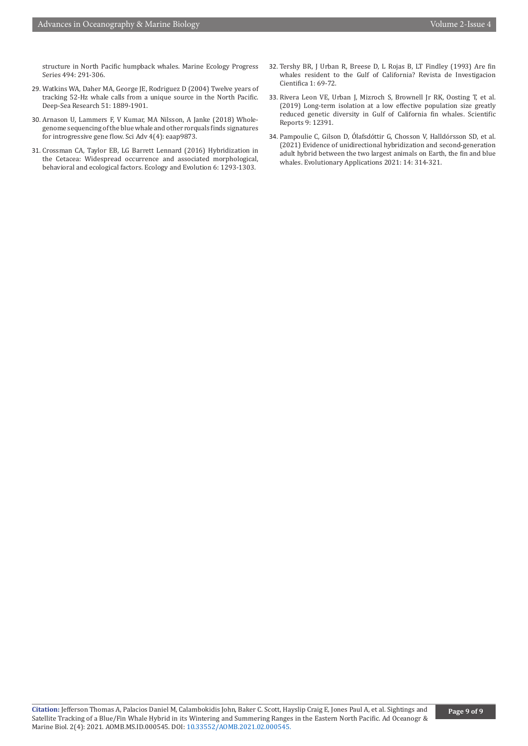structure in North Pacific humpback whales. Marine Ecology Progress Series 494: 291-306.

29. Watkins WA, Daher MA, George JE, Rodriguez D (2004) Twelve years of tracking 52-Hz whale calls from a unique source in the North Pacific. Deep-Sea Research 51: 1889-1901.
30. Arnason U, Lammers F, V Kumar, MA Nilsson, A Janke (2018) Whole-genome sequencing of the blue whale and other rorquals finds signatures for introgressive gene flow. Sci Adv 4(4): eaap9873.
31. Crossman CA, Taylor EB, LG Barrett Lennard (2016) Hybridization in the Cetacea: Widespread occurrence and associated morphological, behavioral and ecological factors. Ecology and Evolution 6: 1293-1303.
32. Tershy BR, J Urban R, Breese D, L Rojas B, LT Findley (1993) Are fin whales resident to the Gulf of California? Revista de Investigacion Cientifica 1: 69-72.
33. Rivera Leon VE, Urban J, Mizroch S, Brownell Jr RK, Oosting T, et al. (2019) Long-term isolation at a low effective population size greatly reduced genetic diversity in Gulf of California fin whales. Scientific Reports 9: 12391.
34. Pampoulie C, Gilson D, Ólafsdóttir G, Chosson V, Halldórsson SD, et al. (2021) Evidence of unidirectional hybridization and second-generation adult hybrid between the two largest animals on Earth, the fin and blue whales. Evolutionary Applications 2021: 14: 314-321.

**Citation:** Jefferson Thomas A, Palacios Daniel M, Calambokidis John, Baker C. Scott, Hayslip Craig E, Jones Paul A, et al. Sightings and Satellite Tracking of a Blue/Fin Whale Hybrid in its Wintering and Summering Ranges in the Eastern North Pacific. Ad Oceanogr & Marine Biol. 2(4): 2021. AOMB.MS.ID.000545. DOI: 10.33552/AOMB.2021.02.000545.